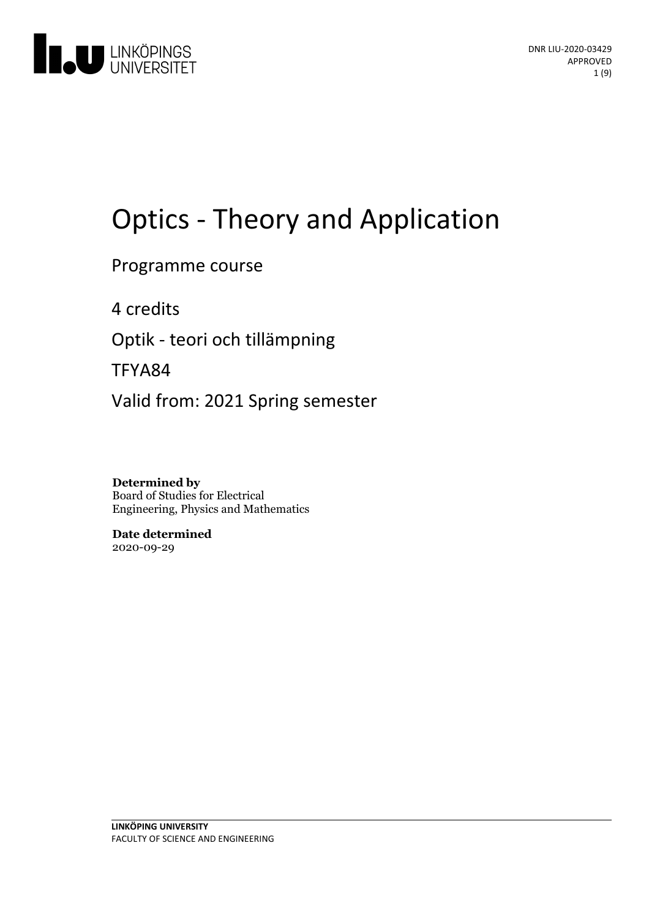DNR LIU-2020-03429
APPROVED

# Optics - Theory and Application

Programme course

4 credits

Optik - teori och tillämpning

TFYA84

Valid from: 2021 Spring semester

**Determined by**
Board of Studies for Electrical Engineering, Physics and Mathematics

**Date determined**
2020-09-29

**LINKÖPING UNIVERSITY**
FACULTY OF SCIENCE AND ENGINEERING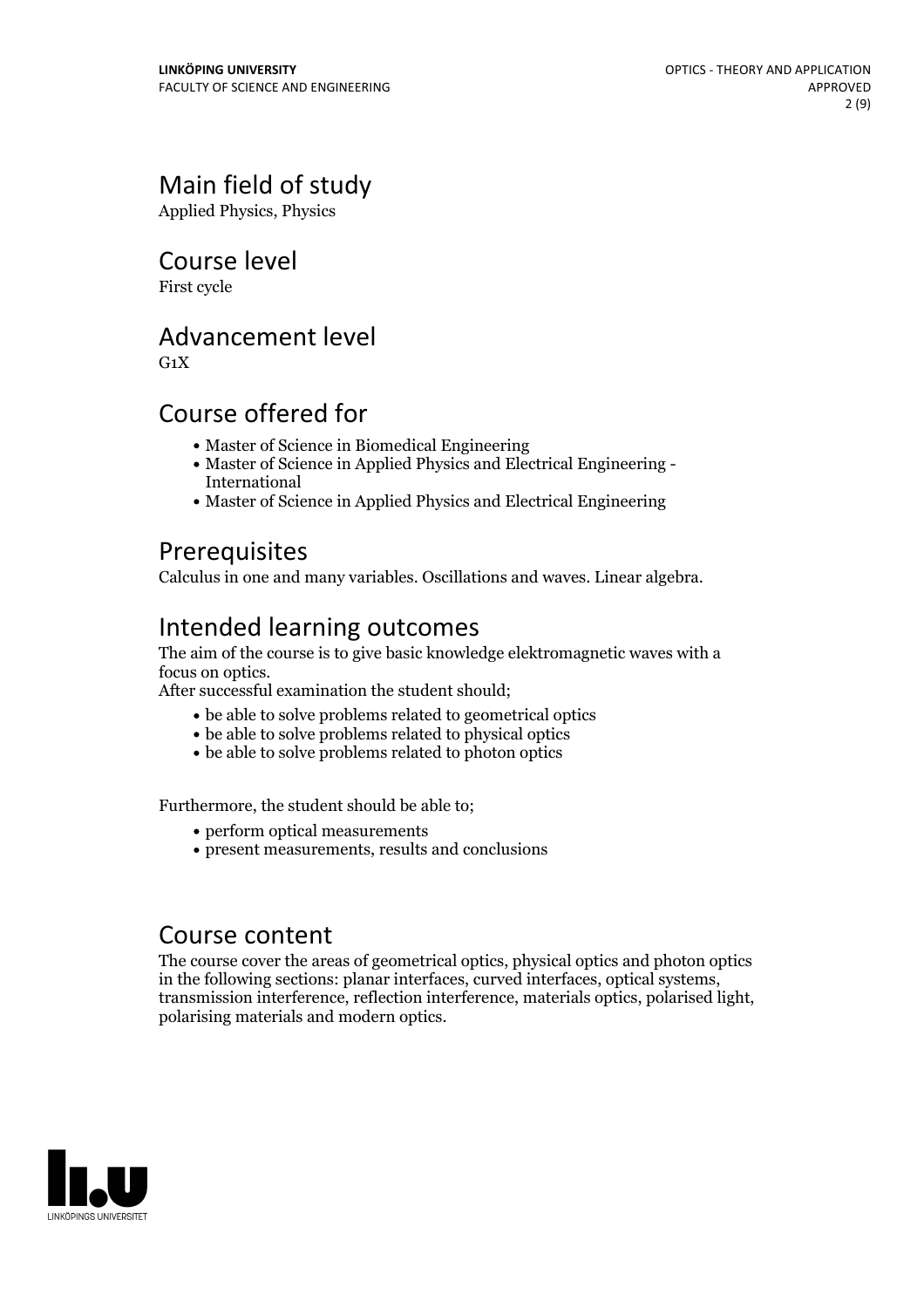## Main field of study

Applied Physics, Physics

## Course level

First cycle

## Advancement level

G1X

## Course offered for

- Master of Science in Biomedical Engineering
- Master of Science in Applied Physics and Electrical Engineering - International
- Master of Science in Applied Physics and Electrical Engineering

## Prerequisites

Calculus in one and many variables. Oscillations and waves. Linear algebra.

## Intended learning outcomes

The aim of the course is to give basic knowledge elektromagnetic waves with a focus on optics.
After successful examination the student should;

- be able to solve problems related to geometrical optics
- be able to solve problems related to physical optics
- be able to solve problems related to photon optics

Furthermore, the student should be able to;

- perform optical measurements
- present measurements, results and conclusions

## Course content

The course cover the areas of geometrical optics, physical optics and photon optics in the following sections: planar interfaces, curved interfaces, optical systems, transmission interference, reflection interference, materials optics, polarised light, polarising materials and modern optics.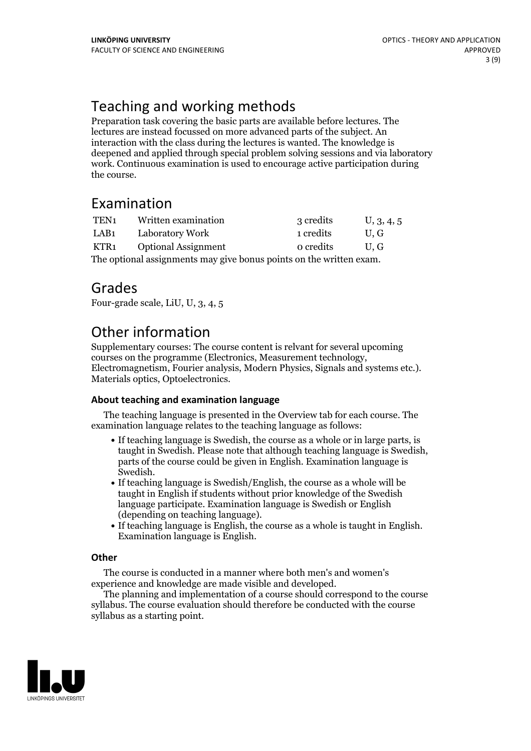## Teaching and working methods

Preparation task covering the basic parts are available before lectures. The lectures are instead focussed on more advanced parts of the subject. An interaction with the class during the lectures is wanted. The knowledge is deepened and applied through special problem solving sessions and via laboratory work. Continuous examination is used to encourage active participation during the course.

## Examination

| | | | |
|---|---|---|---|
| TEN1 | Written examination | 3 credits | U, 3, 4, 5 |
| LAB1 | Laboratory Work | 1 credits | U, G |
| KTR1 | Optional Assignment | 0 credits | U, G |

The optional assignments may give bonus points on the written exam.

## Grades

Four-grade scale, LiU, U, 3, 4, 5

## Other information

Supplementary courses: The course content is relvant for several upcoming courses on the programme (Electronics, Measurement technology, Electromagnetism, Fourier analysis, Modern Physics, Signals and systems etc.). Materials optics, Optoelectronics.

### About teaching and examination language

The teaching language is presented in the Overview tab for each course. The examination language relates to the teaching language as follows:

- If teaching language is Swedish, the course as a whole or in large parts, is taught in Swedish. Please note that although teaching language is Swedish, parts of the course could be given in English. Examination language is Swedish.
- If teaching language is Swedish/English, the course as a whole will be taught in English if students without prior knowledge of the Swedish language participate. Examination language is Swedish or English (depending on teaching language).
- If teaching language is English, the course as a whole is taught in English. Examination language is English.

### Other

The course is conducted in a manner where both men's and women's experience and knowledge are made visible and developed.

The planning and implementation of a course should correspond to the course syllabus. The course evaluation should therefore be conducted with the course syllabus as a starting point.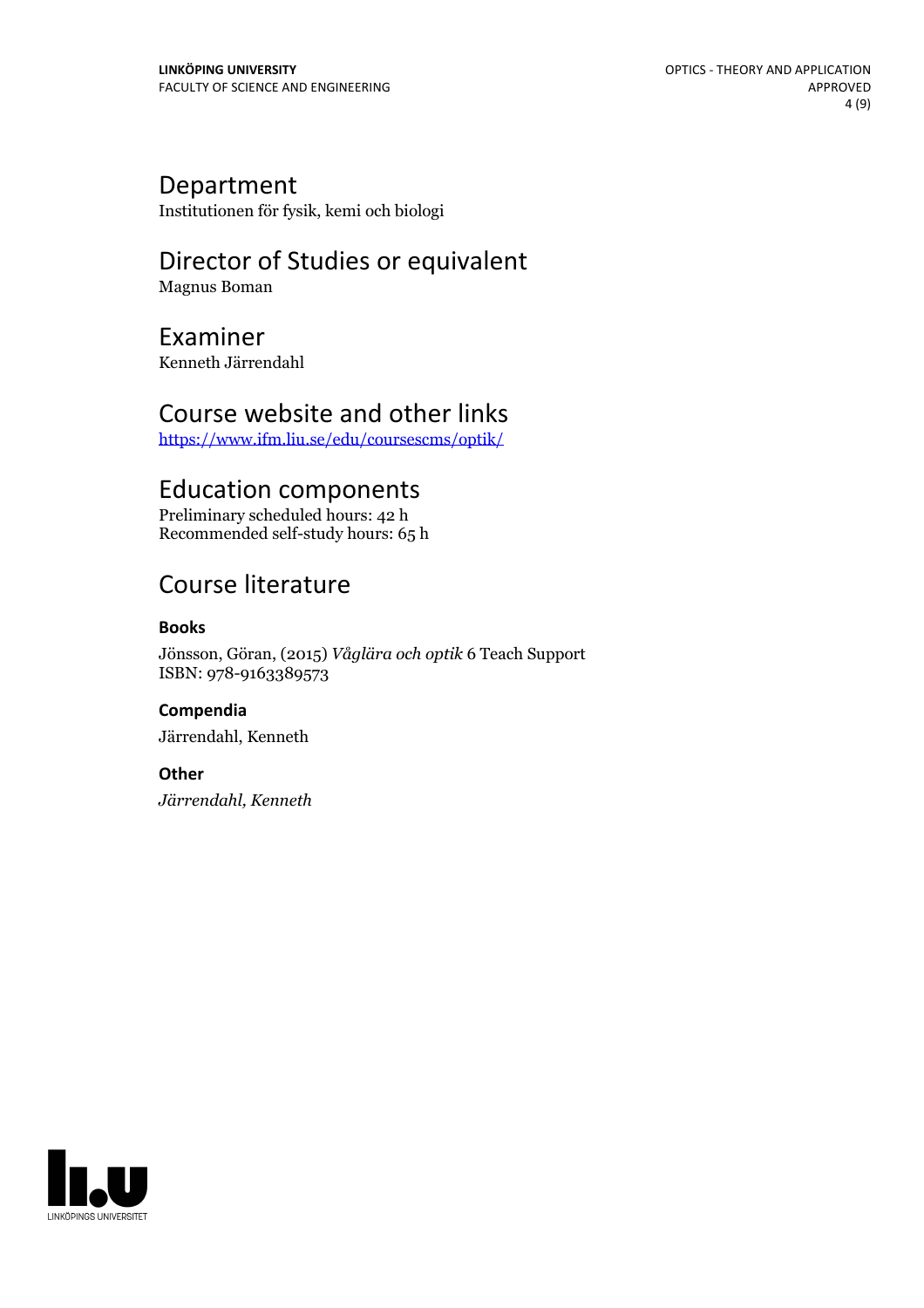## Department

Institutionen för fysik, kemi och biologi

## Director of Studies or equivalent

Magnus Boman

## Examiner

Kenneth Järrendahl

## Course website and other links

https://www.ifm.liu.se/edu/coursescms/optik/

## Education components

Preliminary scheduled hours: 42 h
Recommended self-study hours: 65 h

## Course literature

### Books

Jönsson, Göran, (2015) *Våglära och optik* 6 Teach Support
ISBN: 978-9163389573

### Compendia

Järrendahl, Kenneth

### Other

*Järrendahl, Kenneth*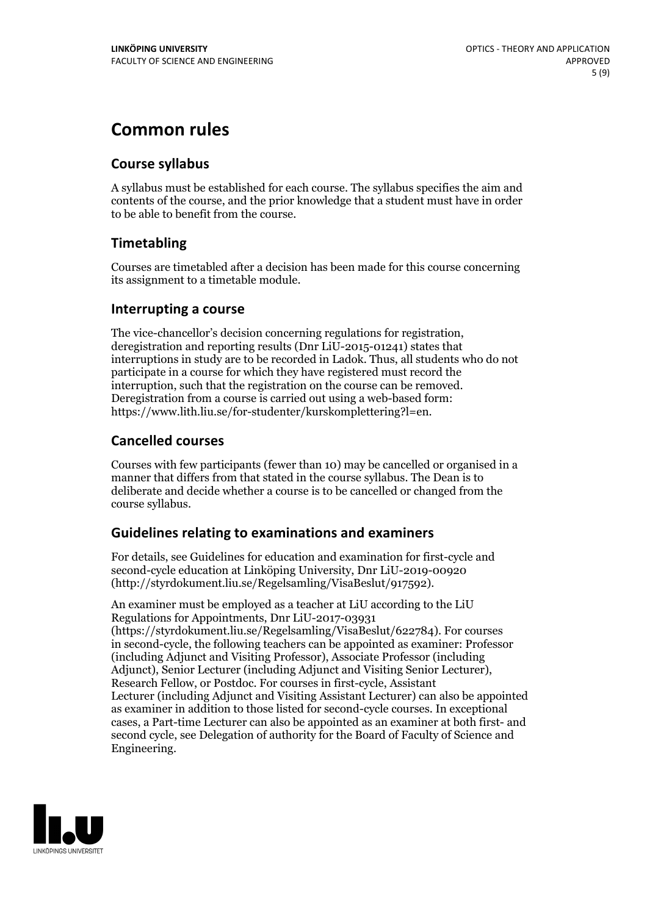# Common rules

## Course syllabus

A syllabus must be established for each course. The syllabus specifies the aim and contents of the course, and the prior knowledge that a student must have in order to be able to benefit from the course.

## Timetabling

Courses are timetabled after a decision has been made for this course concerning its assignment to a timetable module.

## Interrupting a course

The vice-chancellor's decision concerning regulations for registration, deregistration and reporting results (Dnr LiU-2015-01241) states that interruptions in study are to be recorded in Ladok. Thus, all students who do not participate in a course for which they have registered must record the interruption, such that the registration on the course can be removed. Deregistration from a course is carried out using a web-based form: https://www.lith.liu.se/for-studenter/kurskomplettering?l=en.

## Cancelled courses

Courses with few participants (fewer than 10) may be cancelled or organised in a manner that differs from that stated in the course syllabus. The Dean is to deliberate and decide whether a course is to be cancelled or changed from the course syllabus.

## Guidelines relating to examinations and examiners

For details, see Guidelines for education and examination for first-cycle and second-cycle education at Linköping University, Dnr LiU-2019-00920 (http://styrdokument.liu.se/Regelsamling/VisaBeslut/917592).

An examiner must be employed as a teacher at LiU according to the LiU Regulations for Appointments, Dnr LiU-2017-03931 (https://styrdokument.liu.se/Regelsamling/VisaBeslut/622784). For courses in second-cycle, the following teachers can be appointed as examiner: Professor (including Adjunct and Visiting Professor), Associate Professor (including Adjunct), Senior Lecturer (including Adjunct and Visiting Senior Lecturer), Research Fellow, or Postdoc. For courses in first-cycle, Assistant Lecturer (including Adjunct and Visiting Assistant Lecturer) can also be appointed as examiner in addition to those listed for second-cycle courses. In exceptional cases, a Part-time Lecturer can also be appointed as an examiner at both first- and second cycle, see Delegation of authority for the Board of Faculty of Science and Engineering.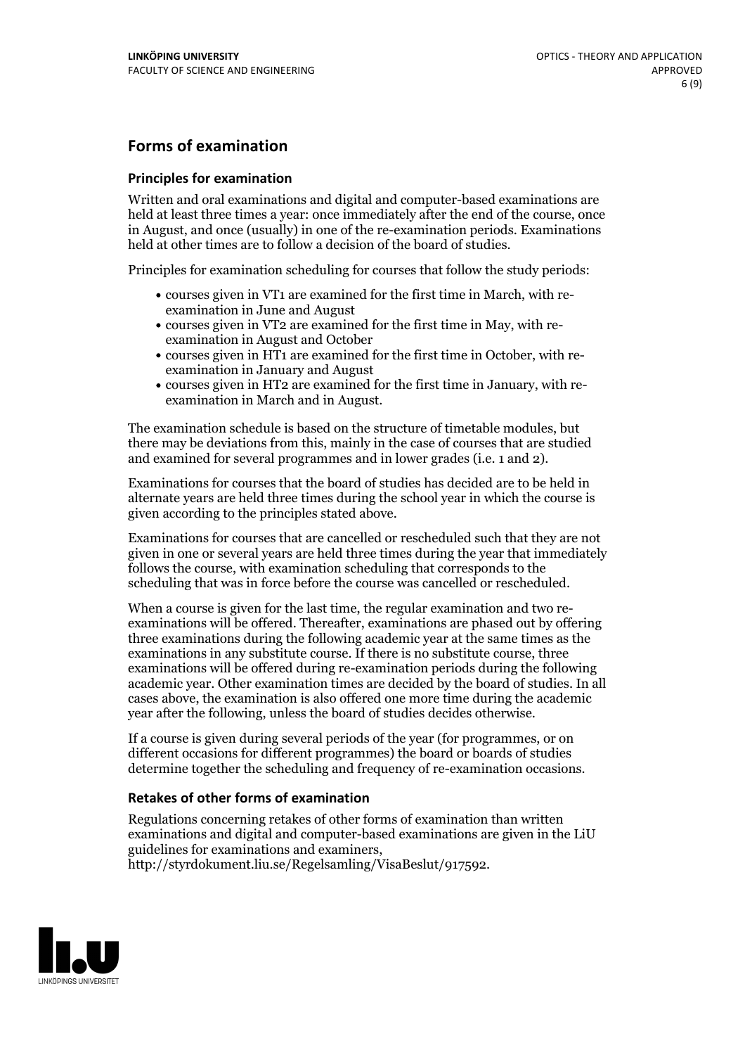## Forms of examination

### Principles for examination

Written and oral examinations and digital and computer-based examinations are held at least three times a year: once immediately after the end of the course, once in August, and once (usually) in one of the re-examination periods. Examinations held at other times are to follow a decision of the board of studies.

Principles for examination scheduling for courses that follow the study periods:

- courses given in VT1 are examined for the first time in March, with re-examination in June and August
- courses given in VT2 are examined for the first time in May, with re-examination in August and October
- courses given in HT1 are examined for the first time in October, with re-examination in January and August
- courses given in HT2 are examined for the first time in January, with re-examination in March and in August.

The examination schedule is based on the structure of timetable modules, but there may be deviations from this, mainly in the case of courses that are studied and examined for several programmes and in lower grades (i.e. 1 and 2).

Examinations for courses that the board of studies has decided are to be held in alternate years are held three times during the school year in which the course is given according to the principles stated above.

Examinations for courses that are cancelled or rescheduled such that they are not given in one or several years are held three times during the year that immediately follows the course, with examination scheduling that corresponds to the scheduling that was in force before the course was cancelled or rescheduled.

When a course is given for the last time, the regular examination and two re-examinations will be offered. Thereafter, examinations are phased out by offering three examinations during the following academic year at the same times as the examinations in any substitute course. If there is no substitute course, three examinations will be offered during re-examination periods during the following academic year. Other examination times are decided by the board of studies. In all cases above, the examination is also offered one more time during the academic year after the following, unless the board of studies decides otherwise.

If a course is given during several periods of the year (for programmes, or on different occasions for different programmes) the board or boards of studies determine together the scheduling and frequency of re-examination occasions.

### Retakes of other forms of examination

Regulations concerning retakes of other forms of examination than written examinations and digital and computer-based examinations are given in the LiU guidelines for examinations and examiners, http://styrdokument.liu.se/Regelsamling/VisaBeslut/917592.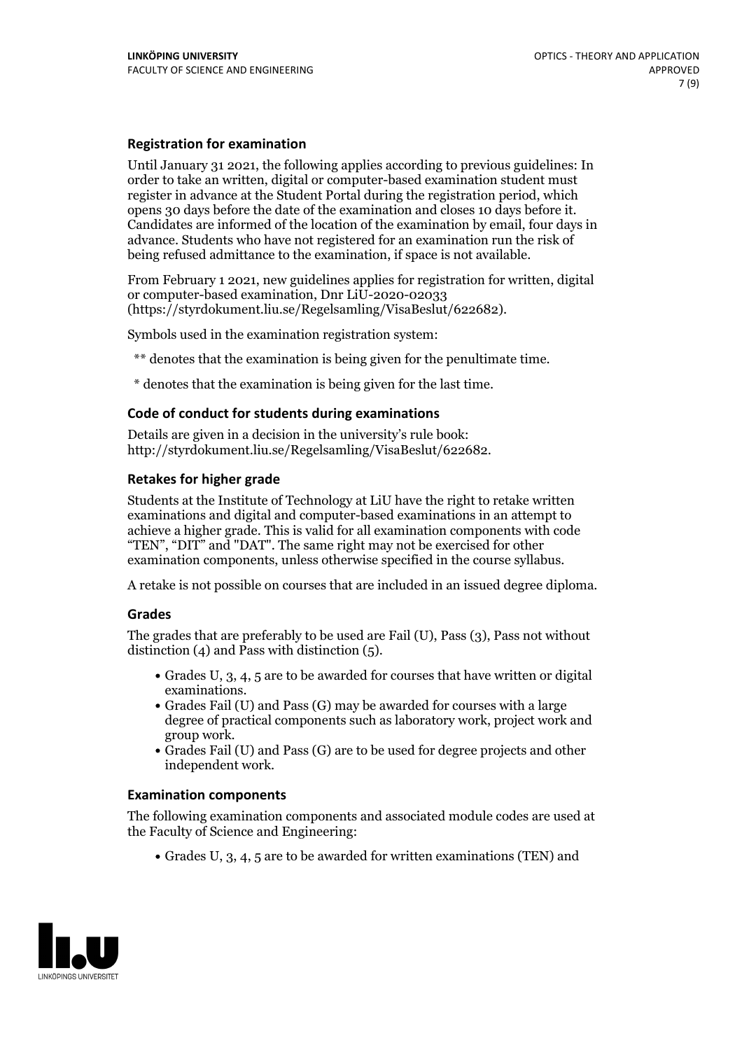### Registration for examination

Until January 31 2021, the following applies according to previous guidelines: In order to take an written, digital or computer-based examination student must register in advance at the Student Portal during the registration period, which opens 30 days before the date of the examination and closes 10 days before it. Candidates are informed of the location of the examination by email, four days in advance. Students who have not registered for an examination run the risk of being refused admittance to the examination, if space is not available.

From February 1 2021, new guidelines applies for registration for written, digital or computer-based examination, Dnr LiU-2020-02033 (https://styrdokument.liu.se/Regelsamling/VisaBeslut/622682).

Symbols used in the examination registration system:

** denotes that the examination is being given for the penultimate time.

* denotes that the examination is being given for the last time.

### Code of conduct for students during examinations

Details are given in a decision in the university's rule book: http://styrdokument.liu.se/Regelsamling/VisaBeslut/622682.

### Retakes for higher grade

Students at the Institute of Technology at LiU have the right to retake written examinations and digital and computer-based examinations in an attempt to achieve a higher grade. This is valid for all examination components with code "TEN", "DIT" and "DAT". The same right may not be exercised for other examination components, unless otherwise specified in the course syllabus.

A retake is not possible on courses that are included in an issued degree diploma.

### Grades

The grades that are preferably to be used are Fail (U), Pass (3), Pass not without distinction (4) and Pass with distinction (5).

- Grades U, 3, 4, 5 are to be awarded for courses that have written or digital examinations.
- Grades Fail (U) and Pass (G) may be awarded for courses with a large degree of practical components such as laboratory work, project work and group work.
- Grades Fail (U) and Pass (G) are to be used for degree projects and other independent work.

### Examination components

The following examination components and associated module codes are used at the Faculty of Science and Engineering:

- Grades U, 3, 4, 5 are to be awarded for written examinations (TEN) and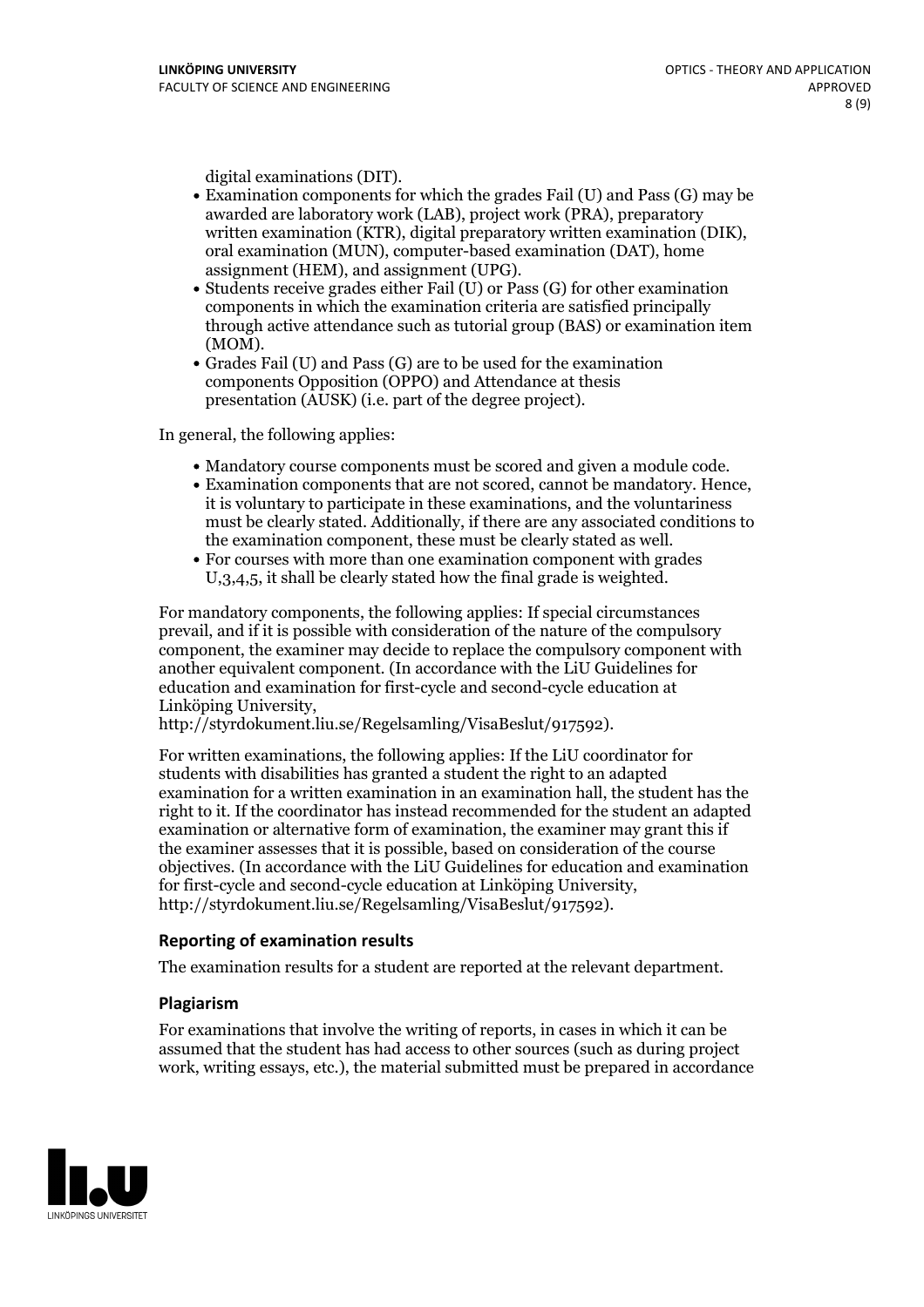digital examinations (DIT).

- Examination components for which the grades Fail (U) and Pass (G) may be awarded are laboratory work (LAB), project work (PRA), preparatory written examination (KTR), digital preparatory written examination (DIK), oral examination (MUN), computer-based examination (DAT), home assignment (HEM), and assignment (UPG).
- Students receive grades either Fail (U) or Pass (G) for other examination components in which the examination criteria are satisfied principally through active attendance such as tutorial group (BAS) or examination item (MOM).
- Grades Fail (U) and Pass (G) are to be used for the examination components Opposition (OPPO) and Attendance at thesis presentation (AUSK) (i.e. part of the degree project).

In general, the following applies:

- Mandatory course components must be scored and given a module code.
- Examination components that are not scored, cannot be mandatory. Hence, it is voluntary to participate in these examinations, and the voluntariness must be clearly stated. Additionally, if there are any associated conditions to the examination component, these must be clearly stated as well.
- For courses with more than one examination component with grades U,3,4,5, it shall be clearly stated how the final grade is weighted.

For mandatory components, the following applies: If special circumstances prevail, and if it is possible with consideration of the nature of the compulsory component, the examiner may decide to replace the compulsory component with another equivalent component. (In accordance with the LiU Guidelines for education and examination for first-cycle and second-cycle education at Linköping University, http://styrdokument.liu.se/Regelsamling/VisaBeslut/917592).

For written examinations, the following applies: If the LiU coordinator for students with disabilities has granted a student the right to an adapted examination for a written examination in an examination hall, the student has the right to it. If the coordinator has instead recommended for the student an adapted examination or alternative form of examination, the examiner may grant this if the examiner assesses that it is possible, based on consideration of the course objectives. (In accordance with the LiU Guidelines for education and examination for first-cycle and second-cycle education at Linköping University, http://styrdokument.liu.se/Regelsamling/VisaBeslut/917592).

### Reporting of examination results

The examination results for a student are reported at the relevant department.

### Plagiarism

For examinations that involve the writing of reports, in cases in which it can be assumed that the student has had access to other sources (such as during project work, writing essays, etc.), the material submitted must be prepared in accordance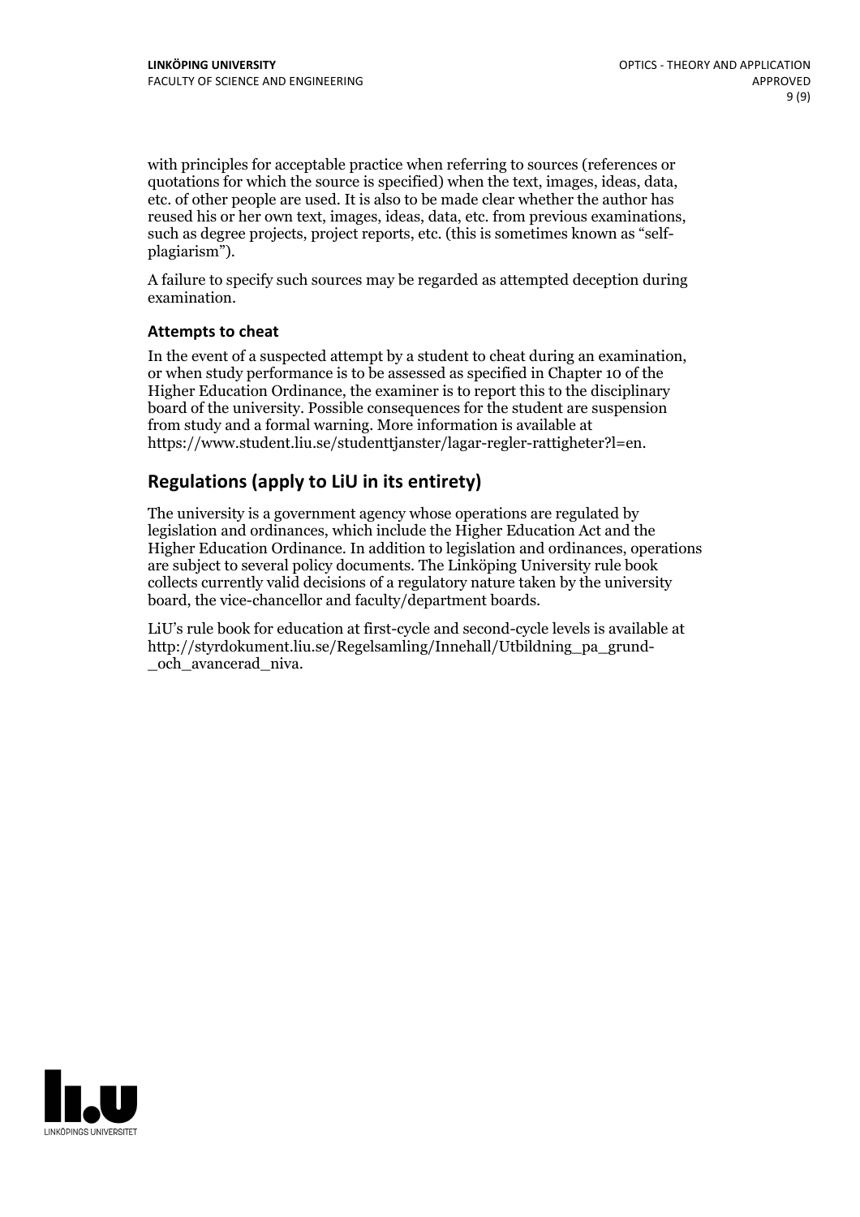with principles for acceptable practice when referring to sources (references or quotations for which the source is specified) when the text, images, ideas, data, etc. of other people are used. It is also to be made clear whether the author has reused his or her own text, images, ideas, data, etc. from previous examinations, such as degree projects, project reports, etc. (this is sometimes known as "self-plagiarism").

A failure to specify such sources may be regarded as attempted deception during examination.

**Attempts to cheat**

In the event of a suspected attempt by a student to cheat during an examination, or when study performance is to be assessed as specified in Chapter 10 of the Higher Education Ordinance, the examiner is to report this to the disciplinary board of the university. Possible consequences for the student are suspension from study and a formal warning. More information is available at https://www.student.liu.se/studenttjanster/lagar-regler-rattigheter?l=en.

## Regulations (apply to LiU in its entirety)

The university is a government agency whose operations are regulated by legislation and ordinances, which include the Higher Education Act and the Higher Education Ordinance. In addition to legislation and ordinances, operations are subject to several policy documents. The Linköping University rule book collects currently valid decisions of a regulatory nature taken by the university board, the vice-chancellor and faculty/department boards.

LiU's rule book for education at first-cycle and second-cycle levels is available at http://styrdokument.liu.se/Regelsamling/Innehall/Utbildning_pa_grund-_och_avancerad_niva.